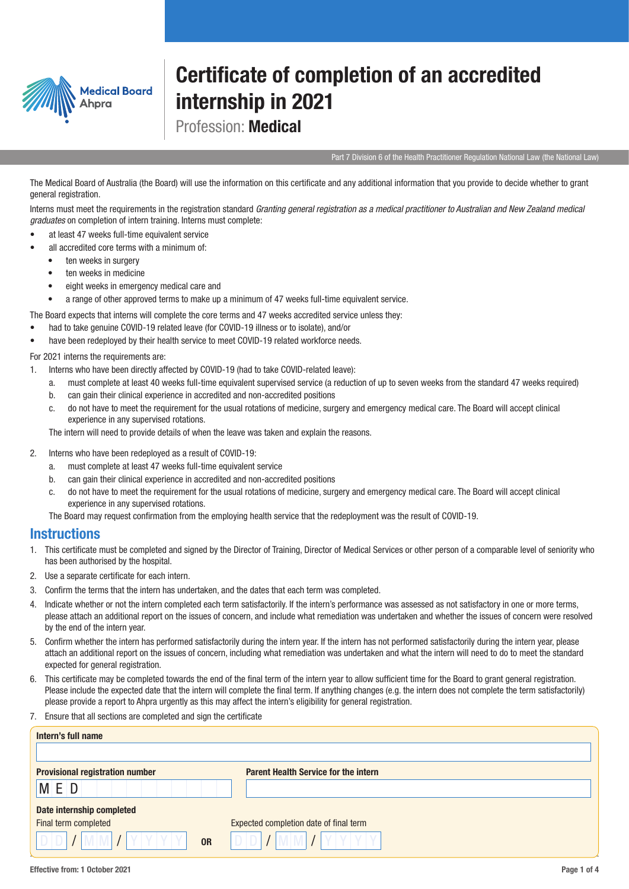Medical Board
Ahpra

# Certificate of completion of an accredited internship in 2021

Profession: **Medical**

Part 7 Division 6 of the Health Practitioner Regulation National Law (the National Law)

The Medical Board of Australia (the Board) will use the information on this certificate and any additional information that you provide to decide whether to grant general registration.

Interns must meet the requirements in the registration standard *Granting general registration as a medical practitioner to Australian and New Zealand medical graduates* on completion of intern training. Interns must complete:

- at least 47 weeks full-time equivalent service
- all accredited core terms with a minimum of:
  - ten weeks in surgery
  - ten weeks in medicine
  - eight weeks in emergency medical care and
  - a range of other approved terms to make up a minimum of 47 weeks full-time equivalent service.

The Board expects that interns will complete the core terms and 47 weeks accredited service unless they:

- had to take genuine COVID-19 related leave (for COVID-19 illness or to isolate), and/or
- have been redeployed by their health service to meet COVID-19 related workforce needs.

For 2021 interns the requirements are:

1. Interns who have been directly affected by COVID-19 (had to take COVID-related leave):
   a. must complete at least 40 weeks full-time equivalent supervised service (a reduction of up to seven weeks from the standard 47 weeks required)
   b. can gain their clinical experience in accredited and non-accredited positions
   c. do not have to meet the requirement for the usual rotations of medicine, surgery and emergency medical care. The Board will accept clinical experience in any supervised rotations.

   The intern will need to provide details of when the leave was taken and explain the reasons.

2. Interns who have been redeployed as a result of COVID-19:
   a. must complete at least 47 weeks full-time equivalent service
   b. can gain their clinical experience in accredited and non-accredited positions
   c. do not have to meet the requirement for the usual rotations of medicine, surgery and emergency medical care. The Board will accept clinical experience in any supervised rotations.

   The Board may request confirmation from the employing health service that the redeployment was the result of COVID-19.

## Instructions

1. This certificate must be completed and signed by the Director of Training, Director of Medical Services or other person of a comparable level of seniority who has been authorised by the hospital.
2. Use a separate certificate for each intern.
3. Confirm the terms that the intern has undertaken, and the dates that each term was completed.
4. Indicate whether or not the intern completed each term satisfactorily. If the intern's performance was assessed as not satisfactory in one or more terms, please attach an additional report on the issues of concern, and include what remediation was undertaken and whether the issues of concern were resolved by the end of the intern year.
5. Confirm whether the intern has performed satisfactorily during the intern year. If the intern has not performed satisfactorily during the intern year, please attach an additional report on the issues of concern, including what remediation was undertaken and what the intern will need to do to meet the standard expected for general registration.
6. This certificate may be completed towards the end of the final term of the intern year to allow sufficient time for the Board to grant general registration. Please include the expected date that the intern will complete the final term. If anything changes (e.g. the intern does not complete the term satisfactorily) please provide a report to Ahpra urgently as this may affect the intern's eligibility for general registration.
7. Ensure that all sections are completed and sign the certificate

**Intern's full name**

______________________________

**Provisional registration number**

M E D _ _ _ _ _ _ _ _ _ _

**Parent Health Service for the intern**

______________________________

**Date internship completed**

Final term completed

D D / M M / Y Y Y Y

**OR**

Expected completion date of final term

D D / M M / Y Y Y Y

Effective from: 1 October 2021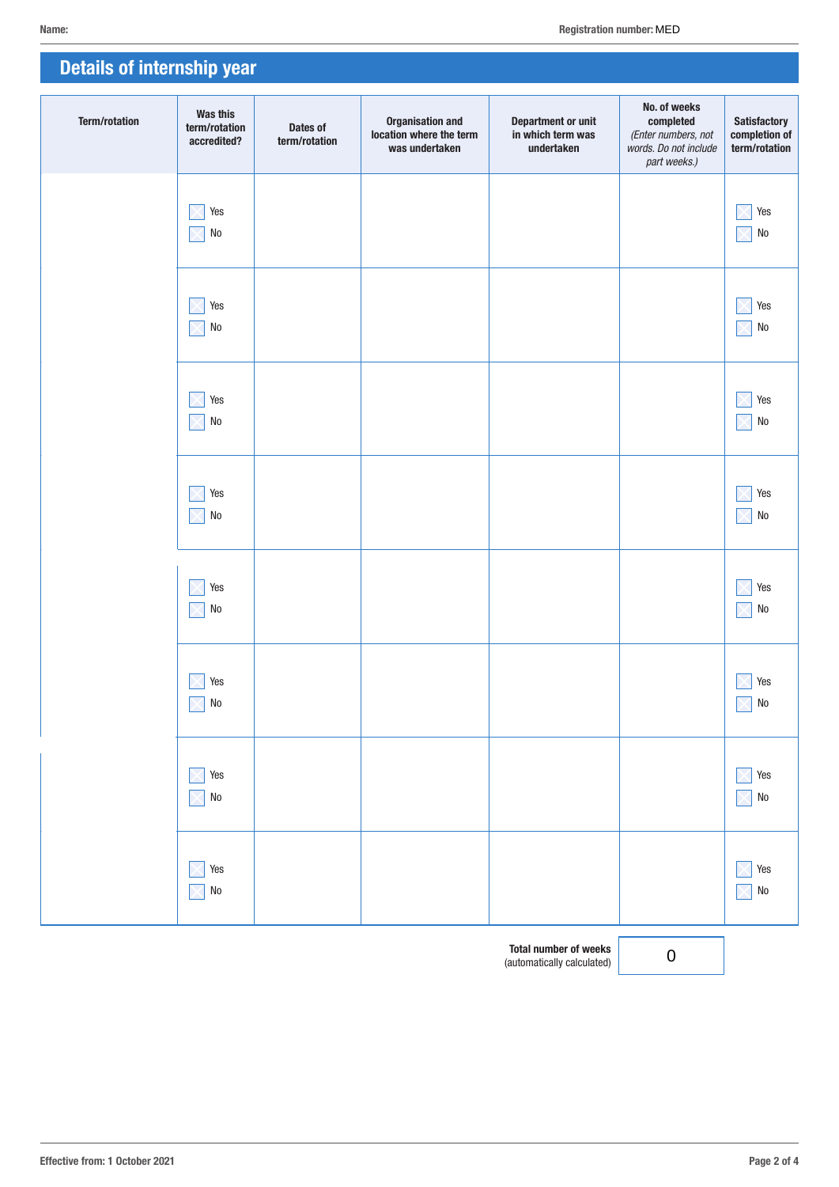Name: Registration number: MED

## Details of internship year

| Term/rotation | Was this term/rotation accredited? | Dates of term/rotation | Organisation and location where the term was undertaken | Department or unit in which term was undertaken | No. of weeks completed *(Enter numbers, not words. Do not include part weeks.)* | Satisfactory completion of term/rotation |
|---|---|---|---|---|---|---|
| | ☐ Yes ☐ No | | | | | ☐ Yes ☐ No |
| | ☐ Yes ☐ No | | | | | ☐ Yes ☐ No |
| | ☐ Yes ☐ No | | | | | ☐ Yes ☐ No |
| | ☐ Yes ☐ No | | | | | ☐ Yes ☐ No |
| | ☐ Yes ☐ No | | | | | ☐ Yes ☐ No |
| | ☐ Yes ☐ No | | | | | ☐ Yes ☐ No |
| | ☐ Yes ☐ No | | | | | ☐ Yes ☐ No |
| | ☐ Yes ☐ No | | | | | ☐ Yes ☐ No |

**Total number of weeks** (automatically calculated): 0

Effective from: 1 October 2021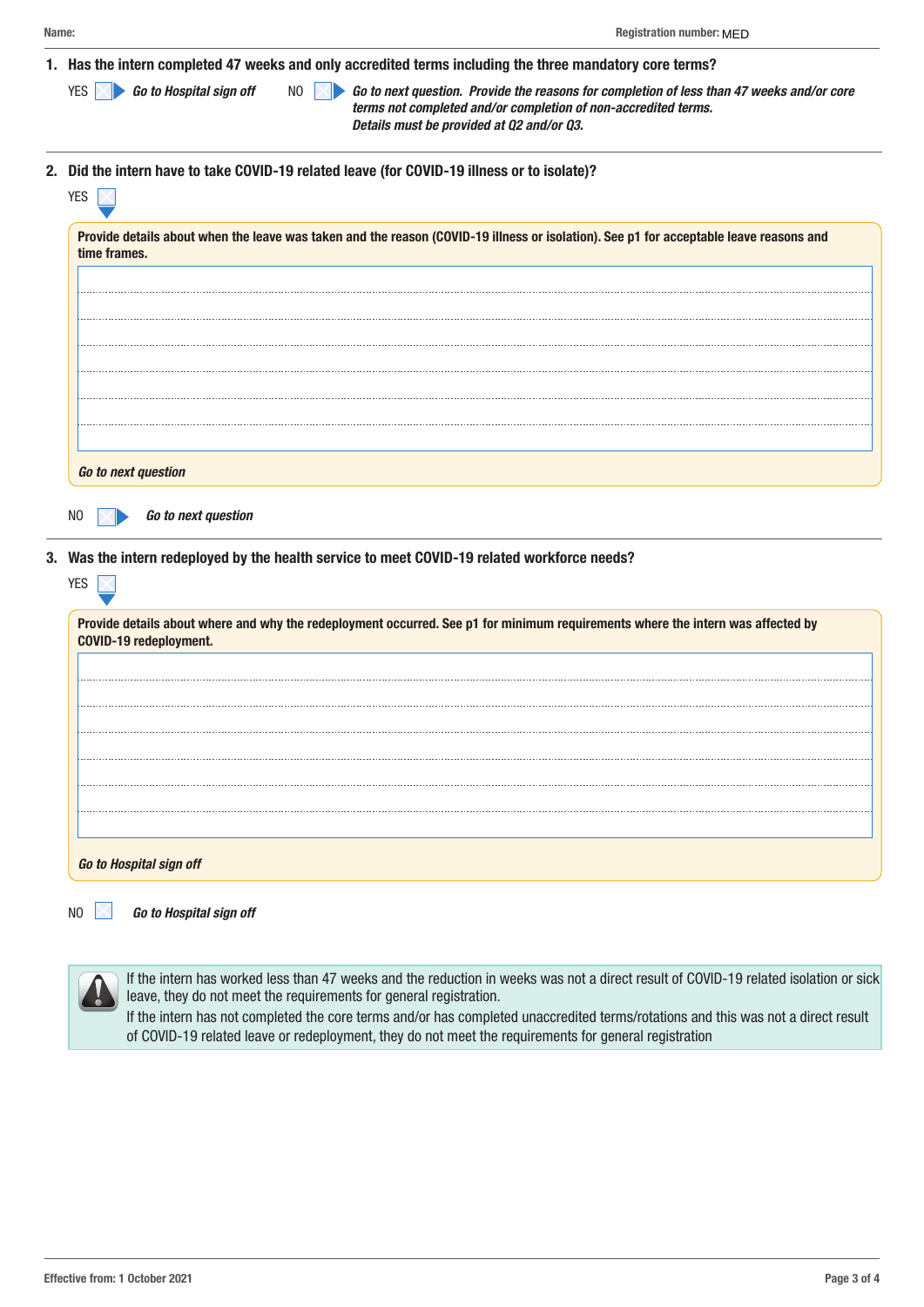Name: Registration number: MED

**1. Has the intern completed 47 weeks and only accredited terms including the three mandatory core terms?**

YES ☐ ***Go to Hospital sign off***   NO ☐ ***Go to next question. Provide the reasons for completion of less than 47 weeks and/or core terms not completed and/or completion of non-accredited terms. Details must be provided at Q2 and/or Q3.***

**2. Did the intern have to take COVID-19 related leave (for COVID-19 illness or to isolate)?**

YES ☐

**Provide details about when the leave was taken and the reason (COVID-19 illness or isolation). See p1 for acceptable leave reasons and time frames.**

_______________________________________________

_______________________________________________

_______________________________________________

_______________________________________________

_______________________________________________

_______________________________________________

_______________________________________________

***Go to next question***

NO ☐ ***Go to next question***

**3. Was the intern redeployed by the health service to meet COVID-19 related workforce needs?**

YES ☐

**Provide details about where and why the redeployment occurred. See p1 for minimum requirements where the intern was affected by COVID-19 redeployment.**

_______________________________________________

_______________________________________________

_______________________________________________

_______________________________________________

_______________________________________________

_______________________________________________

_______________________________________________

***Go to Hospital sign off***

NO ☐ ***Go to Hospital sign off***

If the intern has worked less than 47 weeks and the reduction in weeks was not a direct result of COVID-19 related isolation or sick leave, they do not meet the requirements for general registration.
If the intern has not completed the core terms and/or has completed unaccredited terms/rotations and this was not a direct result of COVID-19 related leave or redeployment, they do not meet the requirements for general registration

Effective from: 1 October 2021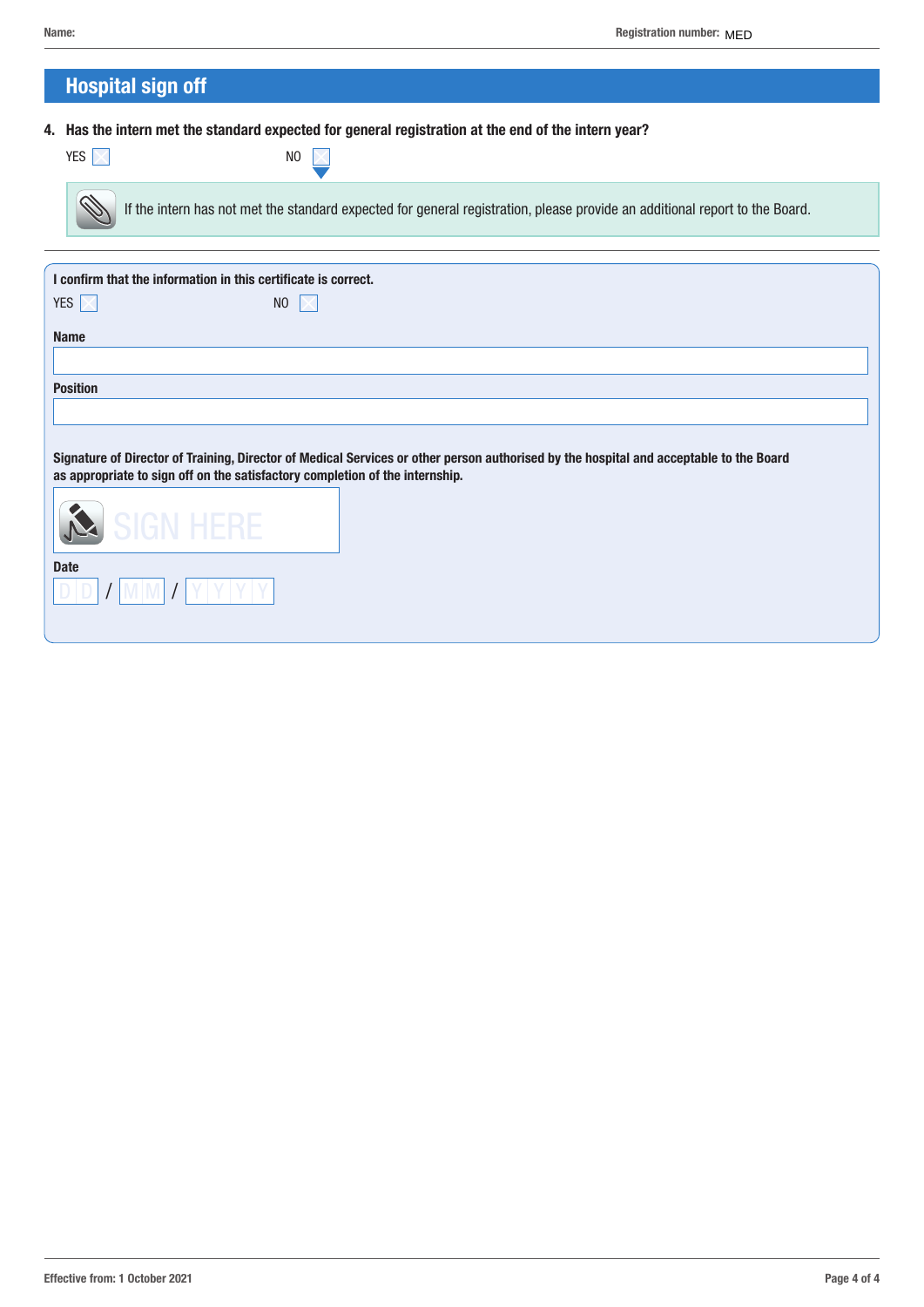Name: Registration number: MED

## Hospital sign off

**4. Has the intern met the standard expected for general registration at the end of the intern year?**

YES ☐ NO ☐

If the intern has not met the standard expected for general registration, please provide an additional report to the Board.

**I confirm that the information in this certificate is correct.**

YES ☐ NO ☐

**Name**

**Position**

**Signature of Director of Training, Director of Medical Services or other person authorised by the hospital and acceptable to the Board as appropriate to sign off on the satisfactory completion of the internship.**

SIGN HERE

**Date**

D D / M M / Y Y Y Y

Effective from: 1 October 2021